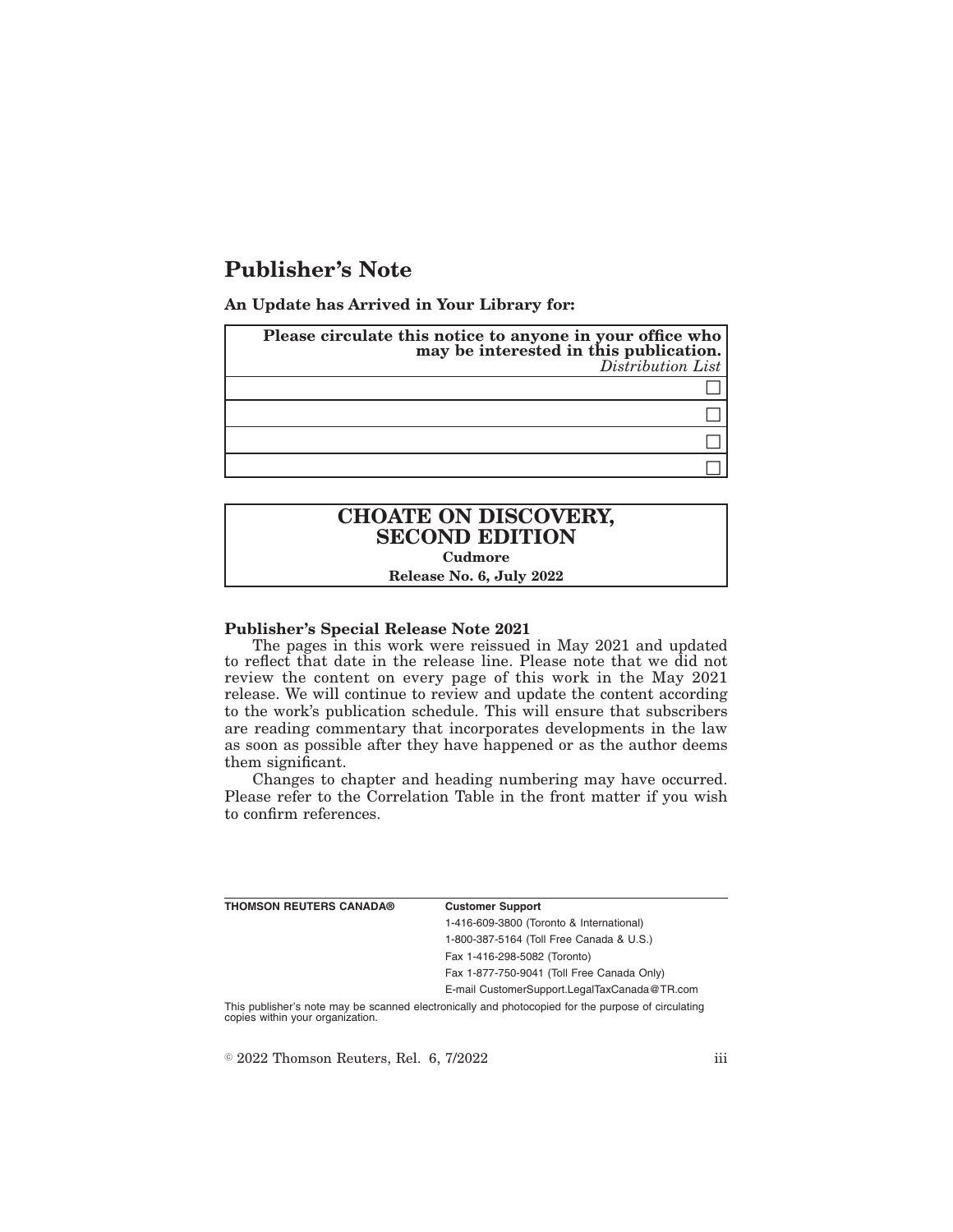# Publisher's Note

**An Update has Arrived in Your Library for:**

| **Please circulate this notice to anyone in your office who may be interested in this publication.** *Distribution List* |
|---|
| ☐ |
| ☐ |
| ☐ |
| ☐ |

| **CHOATE ON DISCOVERY, SECOND EDITION** |
|---|
| **Cudmore** |
| **Release No. 6, July 2022** |

**Publisher's Special Release Note 2021**

The pages in this work were reissued in May 2021 and updated to reflect that date in the release line. Please note that we did not review the content on every page of this work in the May 2021 release. We will continue to review and update the content according to the work's publication schedule. This will ensure that subscribers are reading commentary that incorporates developments in the law as soon as possible after they have happened or as the author deems them significant.

Changes to chapter and heading numbering may have occurred. Please refer to the Correlation Table in the front matter if you wish to confirm references.

| **THOMSON REUTERS CANADA®** | **Customer Support** |
|---|---|
| | 1-416-609-3800 (Toronto & International) |
| | 1-800-387-5164 (Toll Free Canada & U.S.) |
| | Fax 1-416-298-5082 (Toronto) |
| | Fax 1-877-750-9041 (Toll Free Canada Only) |
| | E-mail CustomerSupport.LegalTaxCanada@TR.com |

This publisher's note may be scanned electronically and photocopied for the purpose of circulating copies within your organization.

© 2022 Thomson Reuters, Rel. 6, 7/2022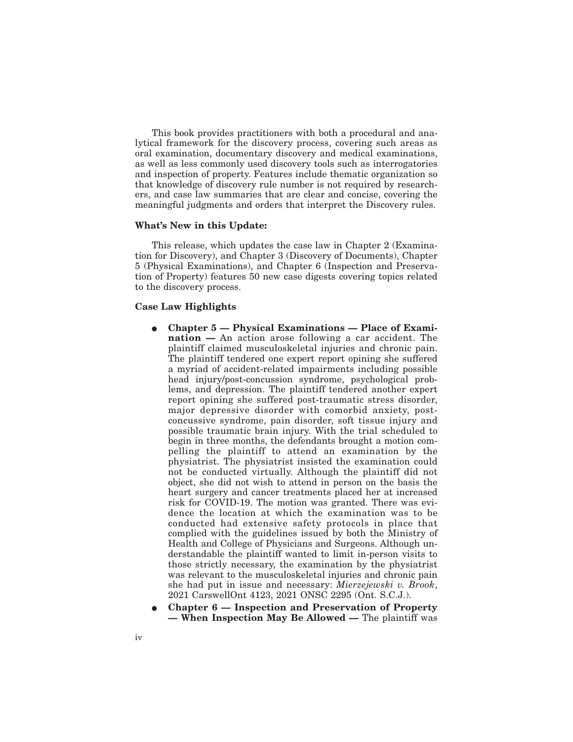This book provides practitioners with both a procedural and analytical framework for the discovery process, covering such areas as oral examination, documentary discovery and medical examinations, as well as less commonly used discovery tools such as interrogatories and inspection of property. Features include thematic organization so that knowledge of discovery rule number is not required by researchers, and case law summaries that are clear and concise, covering the meaningful judgments and orders that interpret the Discovery rules.

**What's New in this Update:**

This release, which updates the case law in Chapter 2 (Examination for Discovery), and Chapter 3 (Discovery of Documents), Chapter 5 (Physical Examinations), and Chapter 6 (Inspection and Preservation of Property) features 50 new case digests covering topics related to the discovery process.

**Case Law Highlights**

- **Chapter 5 — Physical Examinations — Place of Examination —** An action arose following a car accident. The plaintiff claimed musculoskeletal injuries and chronic pain. The plaintiff tendered one expert report opining she suffered a myriad of accident-related impairments including possible head injury/post-concussion syndrome, psychological problems, and depression. The plaintiff tendered another expert report opining she suffered post-traumatic stress disorder, major depressive disorder with comorbid anxiety, post-concussive syndrome, pain disorder, soft tissue injury and possible traumatic brain injury. With the trial scheduled to begin in three months, the defendants brought a motion compelling the plaintiff to attend an examination by the physiatrist. The physiatrist insisted the examination could not be conducted virtually. Although the plaintiff did not object, she did not wish to attend in person on the basis the heart surgery and cancer treatments placed her at increased risk for COVID-19. The motion was granted. There was evidence the location at which the examination was to be conducted had extensive safety protocols in place that complied with the guidelines issued by both the Ministry of Health and College of Physicians and Surgeons. Although understandable the plaintiff wanted to limit in-person visits to those strictly necessary, the examination by the physiatrist was relevant to the musculoskeletal injuries and chronic pain she had put in issue and necessary: *Mierzejewski v. Brook*, 2021 CarswellOnt 4123, 2021 ONSC 2295 (Ont. S.C.J.).
- **Chapter 6 — Inspection and Preservation of Property — When Inspection May Be Allowed —** The plaintiff was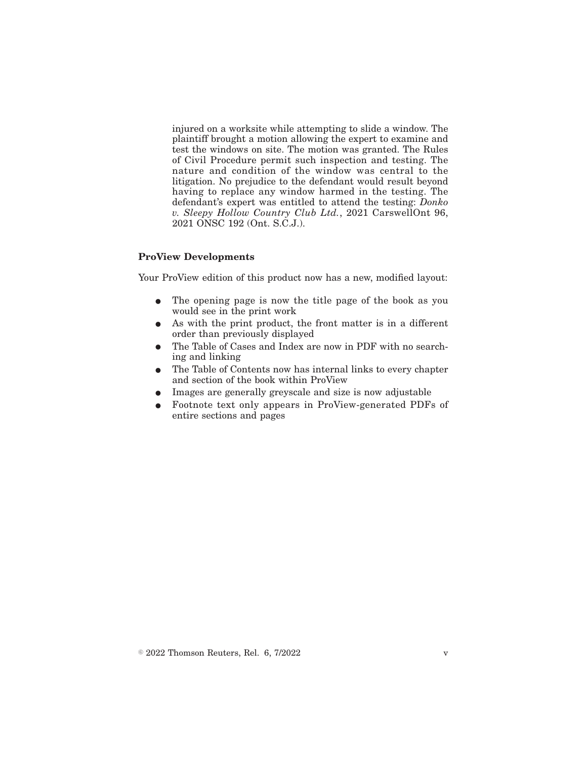injured on a worksite while attempting to slide a window. The plaintiff brought a motion allowing the expert to examine and test the windows on site. The motion was granted. The Rules of Civil Procedure permit such inspection and testing. The nature and condition of the window was central to the litigation. No prejudice to the defendant would result beyond having to replace any window harmed in the testing. The defendant's expert was entitled to attend the testing: *Donko v. Sleepy Hollow Country Club Ltd.*, 2021 CarswellOnt 96, 2021 ONSC 192 (Ont. S.C.J.).

**ProView Developments**

Your ProView edition of this product now has a new, modified layout:

- The opening page is now the title page of the book as you would see in the print work
- As with the print product, the front matter is in a different order than previously displayed
- The Table of Cases and Index are now in PDF with no searching and linking
- The Table of Contents now has internal links to every chapter and section of the book within ProView
- Images are generally greyscale and size is now adjustable
- Footnote text only appears in ProView-generated PDFs of entire sections and pages